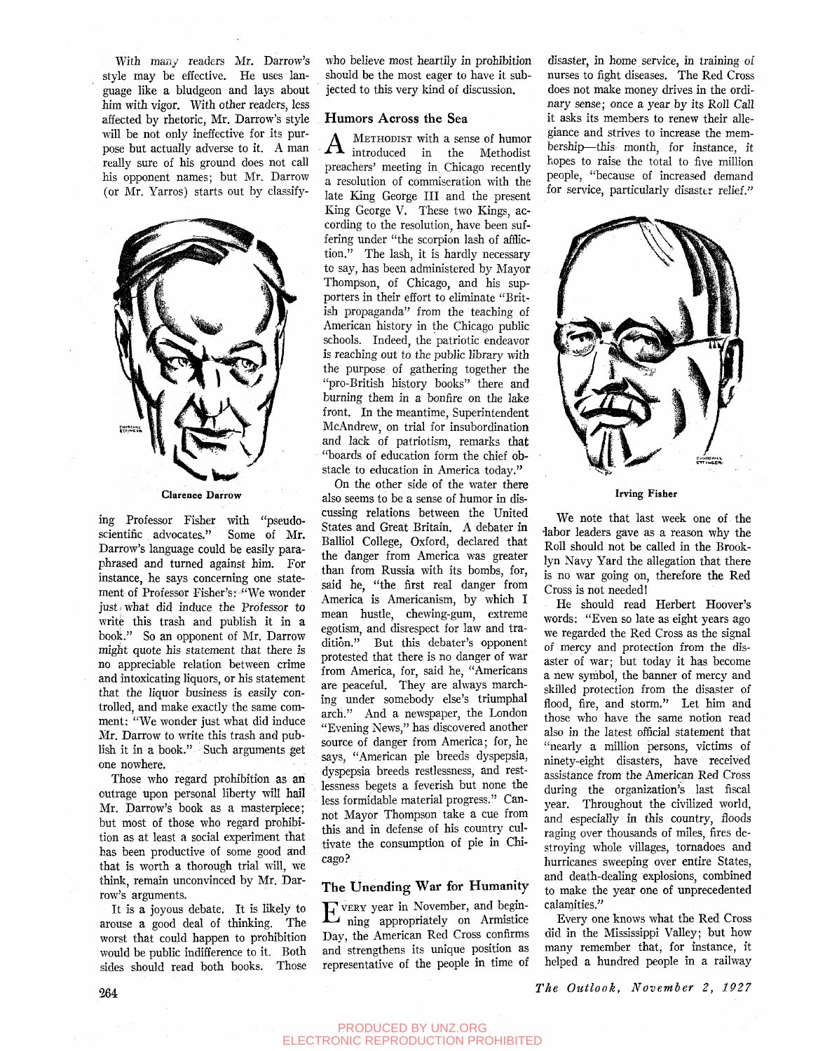With many readers Mr. Darrow's style may be effective. He uses language like a bludgeon and lays about him with vigor. With other readers, less affected by rhetoric, Mr. Darrow's style will be not only ineffective for its purpose but actually adverse to it. A man really sure of his ground does not call his opponent names; but Mr. Darrow (or Mr. Yarros) starts out by classifying Professor Fisher with "pseudo-scientific advocates." Some of Mr. Darrow's language could be easily paraphrased and turned against him. For instance, he says concerning one statement of Professor Fisher's: "We wonder just what did induce the Professor to write this trash and publish it in a book." So an opponent of Mr. Darrow *might* quote his statement that there is no appreciable relation between crime and intoxicating liquors, or his statement that the liquor business is easily controlled, and make exactly the same comment: "We wonder just what did induce Mr. Darrow to write this trash and publish it in a book." Such arguments get one nowhere.

Clarence Darrow

Those who regard prohibition as an outrage upon personal liberty will hail Mr. Darrow's book as a masterpiece; but most of those who regard prohibition as at least a social experiment that has been productive of some good and that is worth a thorough trial will, we think, remain unconvinced by Mr. Darrow's arguments.

It is a joyous debate. It is likely to arouse a good deal of thinking. The worst that could happen to prohibition would be public indifference to it. Both sides should read both books. Those who believe most heartily in prohibition should be the most eager to have it subjected to this very kind of discussion.

## Humors Across the Sea

A METHODIST with a sense of humor introduced in the Methodist preachers' meeting in Chicago recently a resolution of commiseration with the late King George III and the present King George V. These two Kings, according to the resolution, have been suffering under "the scorpion lash of affliction." The lash, it is hardly necessary to say, has been administered by Mayor Thompson, of Chicago, and his supporters in their effort to eliminate "British propaganda" from the teaching of American history in the Chicago public schools. Indeed, the patriotic endeavor is reaching out to the public library with the purpose of gathering together the "pro-British history books" there and burning them in a bonfire on the lake front. In the meantime, Superintendent McAndrew, on trial for insubordination and lack of patriotism, remarks that "boards of education form the chief obstacle to education in America today."

On the other side of the water there also seems to be a sense of humor in discussing relations between the United States and Great Britain. A debater in Balliol College, Oxford, declared that the danger from America was greater than from Russia with its bombs, for, said he, "the first real danger from America is Americanism, by which I mean hustle, chewing-gum, extreme egotism, and disrespect for law and tradition." But this debater's opponent protested that there is no danger of war from America, for, said he, "Americans are peaceful. They are always marching under somebody else's triumphal arch." And a newspaper, the London "Evening News," has discovered another source of danger from America; for, he says, "American pie breeds dyspepsia, dyspepsia breeds restlessness, and restlessness begets a feverish but none the less formidable material progress." Cannot Mayor Thompson take a cue from this and in defense of his country cultivate the consumption of pie in Chicago?

## The Unending War for Humanity

EVERY year in November, and beginning appropriately on Armistice Day, the American Red Cross confirms and strengthens its unique position as representative of the people in time of disaster, in home service, in training of nurses to fight diseases. The Red Cross does not make money drives in the ordinary sense; once a year by its Roll Call it asks its members to renew their allegiance and strives to increase the membership—this month, for instance, it hopes to raise the total to five million people, "because of increased demand for service, particularly disaster relief."

Irving Fisher

We note that last week one of the labor leaders gave as a reason why the Roll should not be called in the Brooklyn Navy Yard the allegation that there is no war going on, therefore the Red Cross is not needed!

He should read Herbert Hoover's words: "Even so late as eight years ago we regarded the Red Cross as the signal of mercy and protection from the disaster of war; but today it has become a new symbol, the banner of mercy and skilled protection from the disaster of flood, fire, and storm." Let him and those who have the same notion read also in the latest official statement that "nearly a million persons, victims of ninety-eight disasters, have received assistance from the American Red Cross during the organization's last fiscal year. Throughout the civilized world, and especially in this country, floods raging over thousands of miles, fires destroying whole villages, tornadoes and hurricanes sweeping over entire States, and death-dealing explosions, combined to make the year one of unprecedented calamities."

Every one knows what the Red Cross did in the Mississippi Valley; but how many remember that, for instance, it helped a hundred people in a railway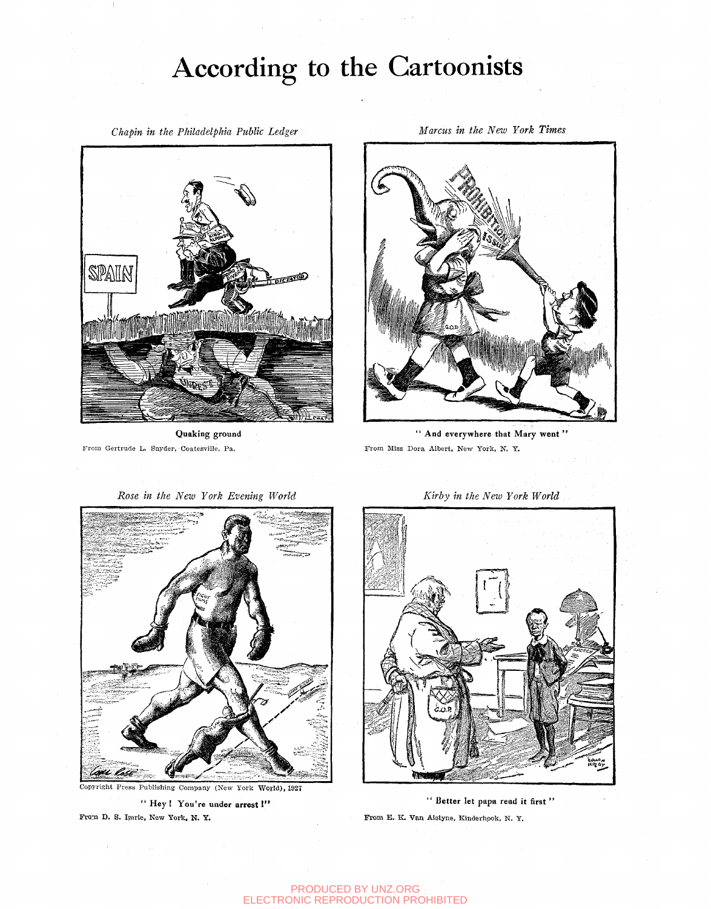# According to the Cartoonists

*Chapin in the Philadelphia Public Ledger*

Quaking ground

From Gertrude L. Snyder, Coatesville, Pa.

*Marcus in the New York Times*

" And everywhere that Mary went "

From Miss Dora Albert, New York, N. Y.

*Rose in the New York Evening World*

Copyright Press Publishing Company (New York World), 1927

" Hey ! You're under arrest !"

From D. S. Imrie, New York, N. Y.

*Kirby in the New York World*

" Better let papa read it first "

From E. K. Van Alstyne, Kinderhook, N. Y.